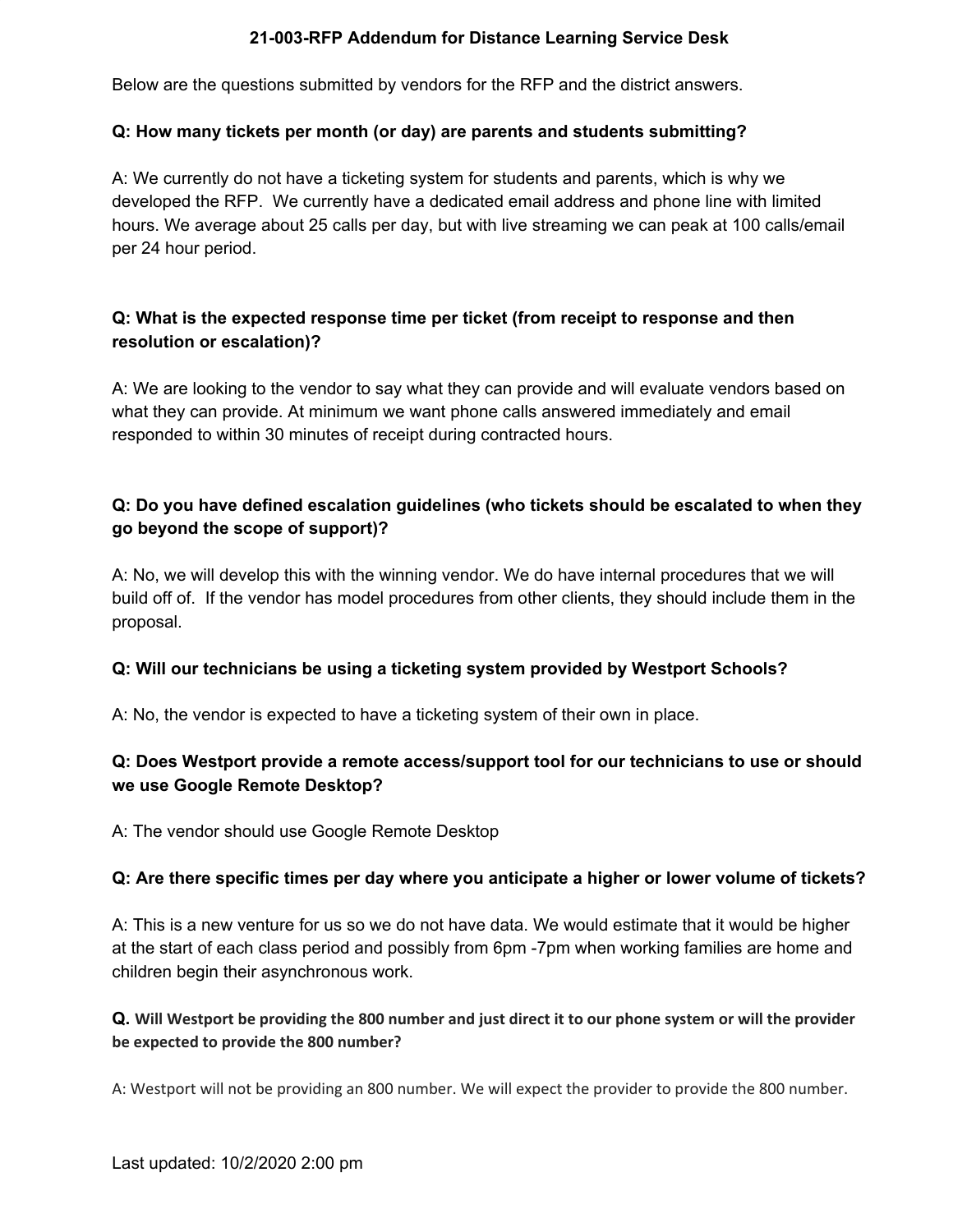# 21-003-RFP Addendum for Distance Learning Service Desk

Below are the questions submitted by vendors for the RFP and the district answers.

**Q: How many tickets per month (or day) are parents and students submitting?**

A: We currently do not have a ticketing system for students and parents, which is why we developed the RFP. We currently have a dedicated email address and phone line with limited hours. We average about 25 calls per day, but with live streaming we can peak at 100 calls/email per 24 hour period.

**Q: What is the expected response time per ticket (from receipt to response and then resolution or escalation)?**

A: We are looking to the vendor to say what they can provide and will evaluate vendors based on what they can provide. At minimum we want phone calls answered immediately and email responded to within 30 minutes of receipt during contracted hours.

**Q: Do you have defined escalation guidelines (who tickets should be escalated to when they go beyond the scope of support)?**

A: No, we will develop this with the winning vendor. We do have internal procedures that we will build off of. If the vendor has model procedures from other clients, they should include them in the proposal.

**Q: Will our technicians be using a ticketing system provided by Westport Schools?**

A: No, the vendor is expected to have a ticketing system of their own in place.

**Q: Does Westport provide a remote access/support tool for our technicians to use or should we use Google Remote Desktop?**

A: The vendor should use Google Remote Desktop

**Q: Are there specific times per day where you anticipate a higher or lower volume of tickets?**

A: This is a new venture for us so we do not have data. We would estimate that it would be higher at the start of each class period and possibly from 6pm -7pm when working families are home and children begin their asynchronous work.

**Q. Will Westport be providing the 800 number and just direct it to our phone system or will the provider be expected to provide the 800 number?**

A: Westport will not be providing an 800 number. We will expect the provider to provide the 800 number.

Last updated: 10/2/2020 2:00 pm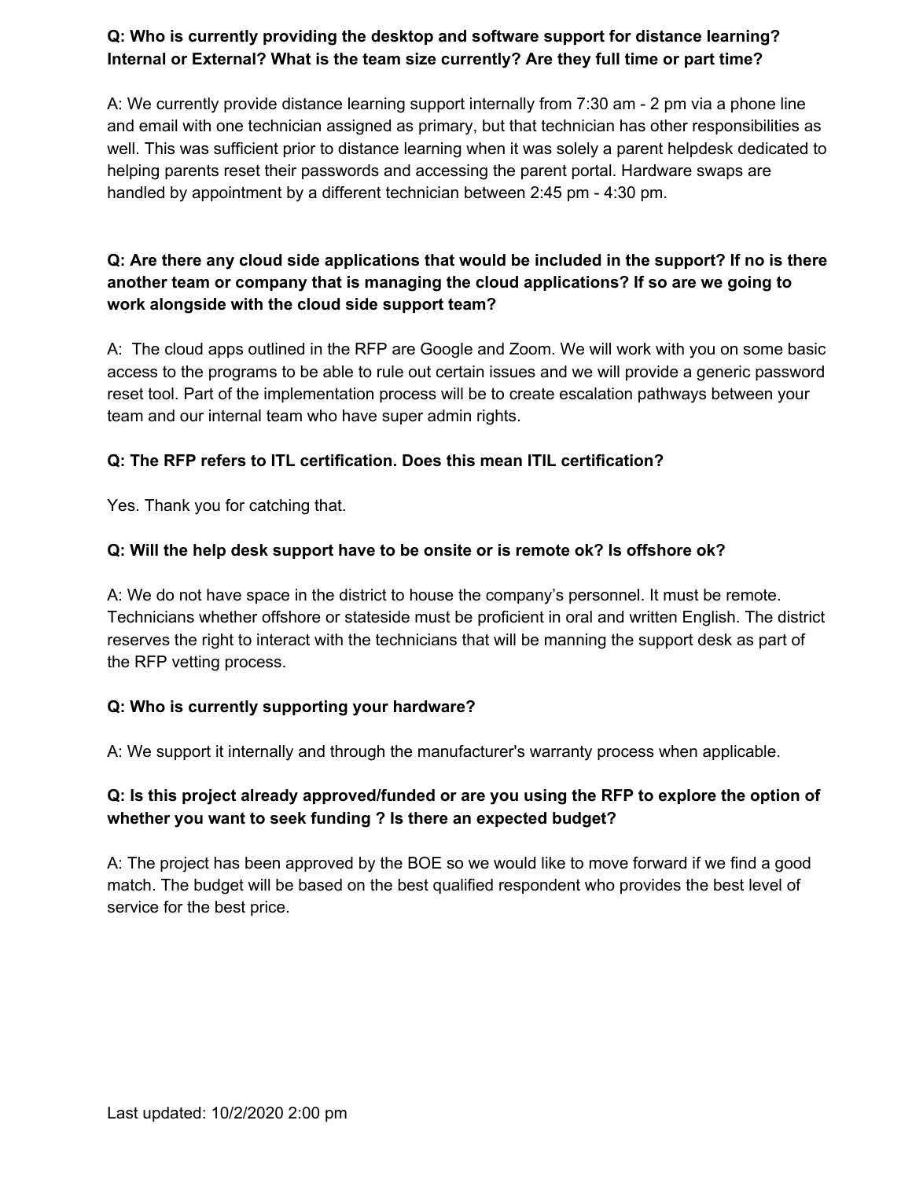**Q: Who is currently providing the desktop and software support for distance learning? Internal or External? What is the team size currently? Are they full time or part time?**

A: We currently provide distance learning support internally from 7:30 am - 2 pm via a phone line and email with one technician assigned as primary, but that technician has other responsibilities as well. This was sufficient prior to distance learning when it was solely a parent helpdesk dedicated to helping parents reset their passwords and accessing the parent portal. Hardware swaps are handled by appointment by a different technician between 2:45 pm - 4:30 pm.

**Q: Are there any cloud side applications that would be included in the support? If no is there another team or company that is managing the cloud applications? If so are we going to work alongside with the cloud side support team?**

A: The cloud apps outlined in the RFP are Google and Zoom. We will work with you on some basic access to the programs to be able to rule out certain issues and we will provide a generic password reset tool. Part of the implementation process will be to create escalation pathways between your team and our internal team who have super admin rights.

**Q: The RFP refers to ITL certification. Does this mean ITIL certification?**

Yes. Thank you for catching that.

**Q: Will the help desk support have to be onsite or is remote ok? Is offshore ok?**

A: We do not have space in the district to house the company's personnel. It must be remote. Technicians whether offshore or stateside must be proficient in oral and written English. The district reserves the right to interact with the technicians that will be manning the support desk as part of the RFP vetting process.

**Q: Who is currently supporting your hardware?**

A: We support it internally and through the manufacturer's warranty process when applicable.

**Q: Is this project already approved/funded or are you using the RFP to explore the option of whether you want to seek funding ? Is there an expected budget?**

A: The project has been approved by the BOE so we would like to move forward if we find a good match. The budget will be based on the best qualified respondent who provides the best level of service for the best price.

Last updated: 10/2/2020 2:00 pm